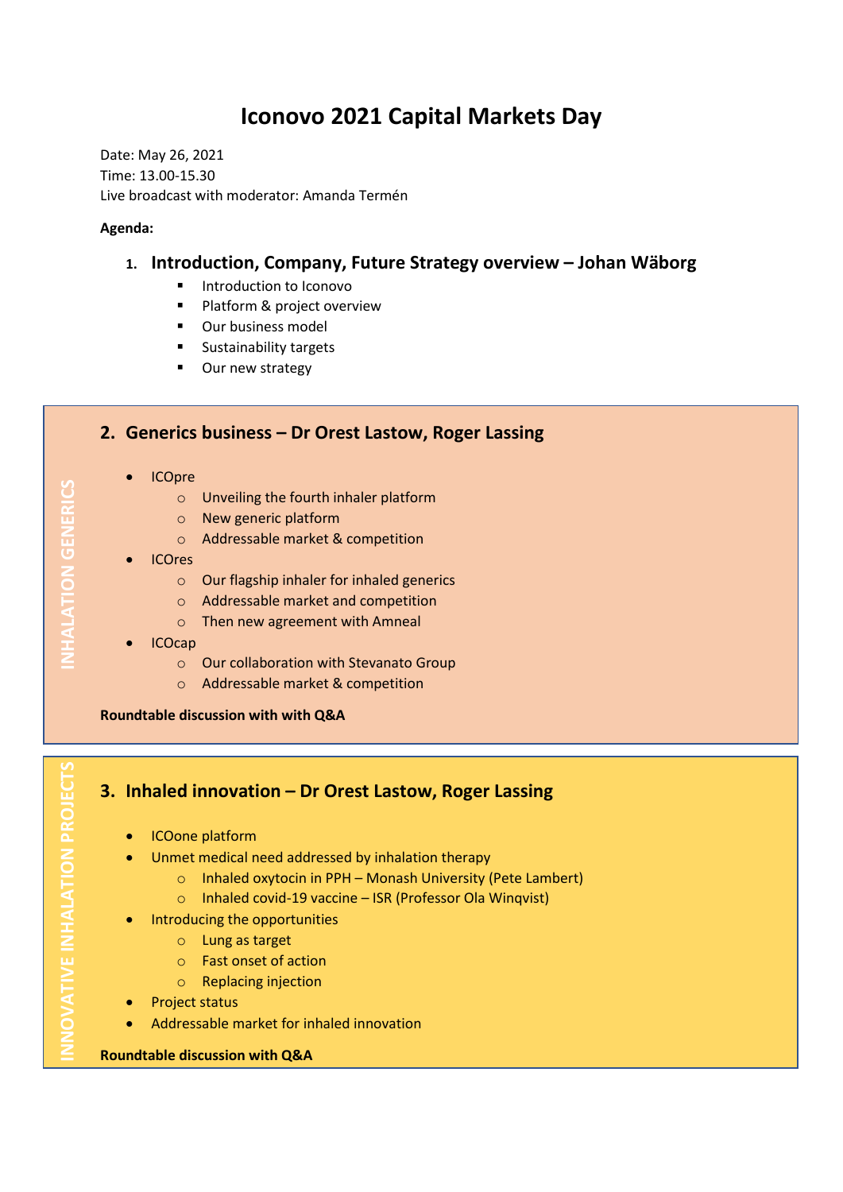# Iconovo 2021 Capital Markets Day

Date: May 26, 2021
Time: 13.00-15.30
Live broadcast with moderator: Amanda Termén

**Agenda:**

## 1. Introduction, Company, Future Strategy overview – Johan Wäborg

- Introduction to Iconovo
- Platform & project overview
- Our business model
- Sustainability targets
- Our new strategy

INHALATION GENERICS

## 2. Generics business – Dr Orest Lastow, Roger Lassing

- ICOpre
  - Unveiling the fourth inhaler platform
  - New generic platform
  - Addressable market & competition
- ICOres
  - Our flagship inhaler for inhaled generics
  - Addressable market and competition
  - Then new agreement with Amneal
- ICOcap
  - Our collaboration with Stevanato Group
  - Addressable market & competition

**Roundtable discussion with with Q&A**

INNOVATIVE INHALATION PROJECTS

## 3. Inhaled innovation – Dr Orest Lastow, Roger Lassing

- ICOone platform
- Unmet medical need addressed by inhalation therapy
  - Inhaled oxytocin in PPH – Monash University (Pete Lambert)
  - Inhaled covid-19 vaccine – ISR (Professor Ola Winqvist)
- Introducing the opportunities
  - Lung as target
  - Fast onset of action
  - Replacing injection
- Project status
- Addressable market for inhaled innovation

**Roundtable discussion with Q&A**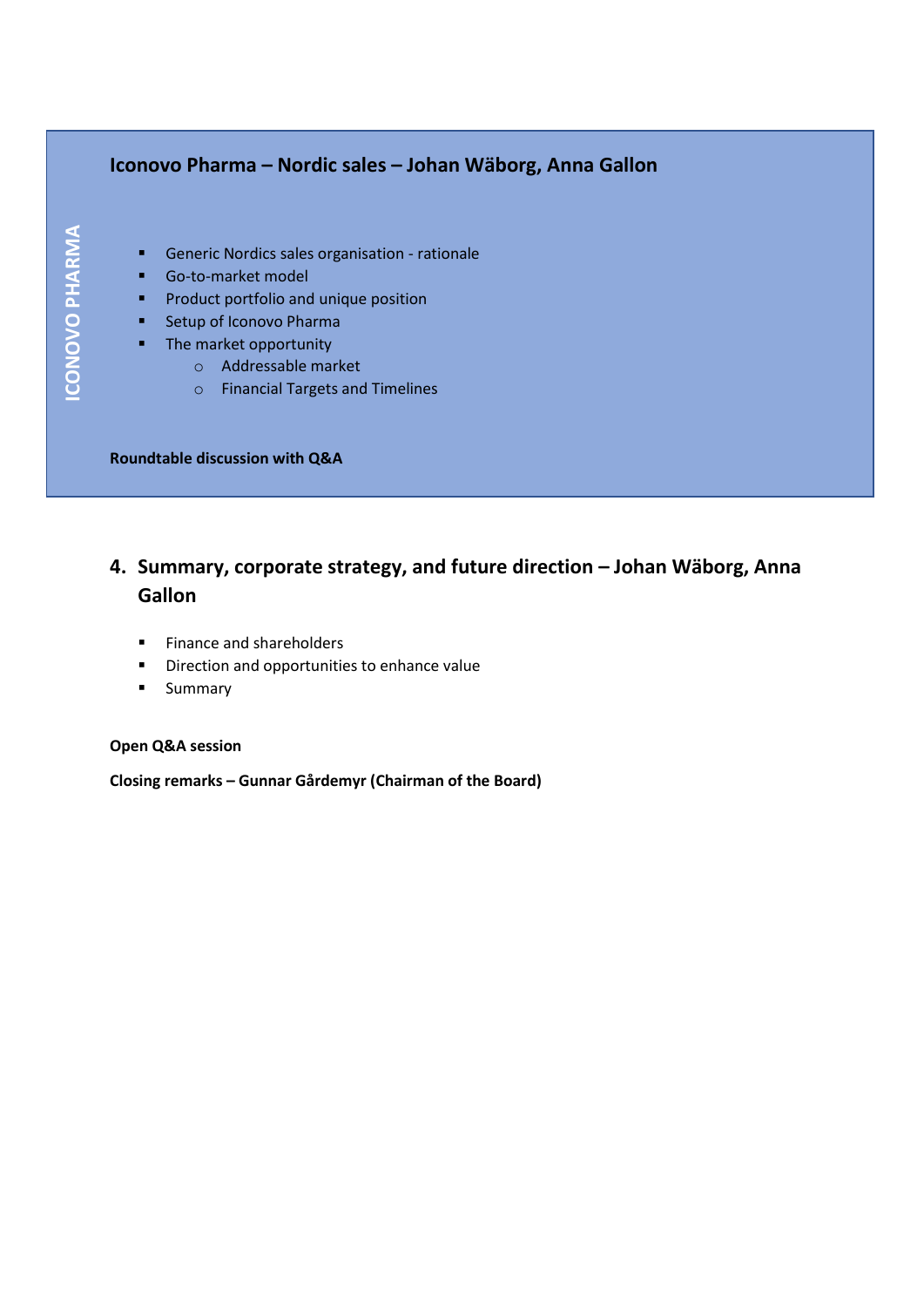ICONOVO PHARMA

### Iconovo Pharma – Nordic sales – Johan Wäborg, Anna Gallon

- Generic Nordics sales organisation - rationale
- Go-to-market model
- Product portfolio and unique position
- Setup of Iconovo Pharma
- The market opportunity
    - Addressable market
    - Financial Targets and Timelines

**Roundtable discussion with Q&A**

### 4. Summary, corporate strategy, and future direction – Johan Wäborg, Anna Gallon

- Finance and shareholders
- Direction and opportunities to enhance value
- Summary

**Open Q&A session**

**Closing remarks – Gunnar Gårdemyr (Chairman of the Board)**